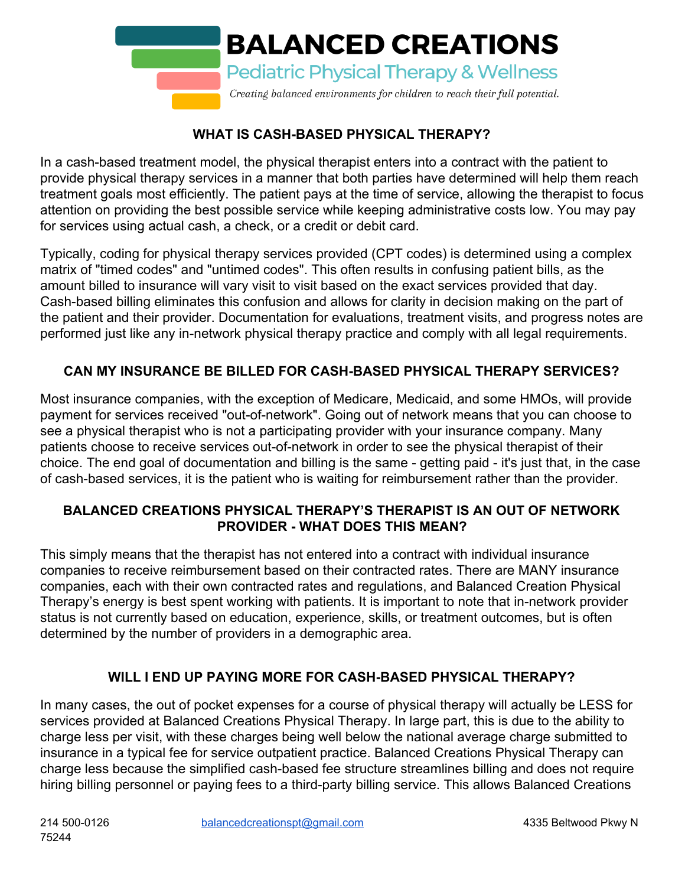# BALANCED CREATIONS

Pediatric Physical Therapy & Wellness

*Creating balanced environments for children to reach their full potential.*

## WHAT IS CASH-BASED PHYSICAL THERAPY?

In a cash-based treatment model, the physical therapist enters into a contract with the patient to provide physical therapy services in a manner that both parties have determined will help them reach treatment goals most efficiently. The patient pays at the time of service, allowing the therapist to focus attention on providing the best possible service while keeping administrative costs low. You may pay for services using actual cash, a check, or a credit or debit card.

Typically, coding for physical therapy services provided (CPT codes) is determined using a complex matrix of "timed codes" and "untimed codes". This often results in confusing patient bills, as the amount billed to insurance will vary visit to visit based on the exact services provided that day. Cash-based billing eliminates this confusion and allows for clarity in decision making on the part of the patient and their provider. Documentation for evaluations, treatment visits, and progress notes are performed just like any in-network physical therapy practice and comply with all legal requirements.

## CAN MY INSURANCE BE BILLED FOR CASH-BASED PHYSICAL THERAPY SERVICES?

Most insurance companies, with the exception of Medicare, Medicaid, and some HMOs, will provide payment for services received "out-of-network". Going out of network means that you can choose to see a physical therapist who is not a participating provider with your insurance company. Many patients choose to receive services out-of-network in order to see the physical therapist of their choice. The end goal of documentation and billing is the same - getting paid - it's just that, in the case of cash-based services, it is the patient who is waiting for reimbursement rather than the provider.

## BALANCED CREATIONS PHYSICAL THERAPY'S THERAPIST IS AN OUT OF NETWORK PROVIDER - WHAT DOES THIS MEAN?

This simply means that the therapist has not entered into a contract with individual insurance companies to receive reimbursement based on their contracted rates. There are MANY insurance companies, each with their own contracted rates and regulations, and Balanced Creation Physical Therapy's energy is best spent working with patients. It is important to note that in-network provider status is not currently based on education, experience, skills, or treatment outcomes, but is often determined by the number of providers in a demographic area.

## WILL I END UP PAYING MORE FOR CASH-BASED PHYSICAL THERAPY?

In many cases, the out of pocket expenses for a course of physical therapy will actually be LESS for services provided at Balanced Creations Physical Therapy. In large part, this is due to the ability to charge less per visit, with these charges being well below the national average charge submitted to insurance in a typical fee for service outpatient practice. Balanced Creations Physical Therapy can charge less because the simplified cash-based fee structure streamlines billing and does not require hiring billing personnel or paying fees to a third-party billing service. This allows Balanced Creations

214 500-0126 | balancedcreationspt@gmail.com | 4335 Beltwood Pkwy N 75244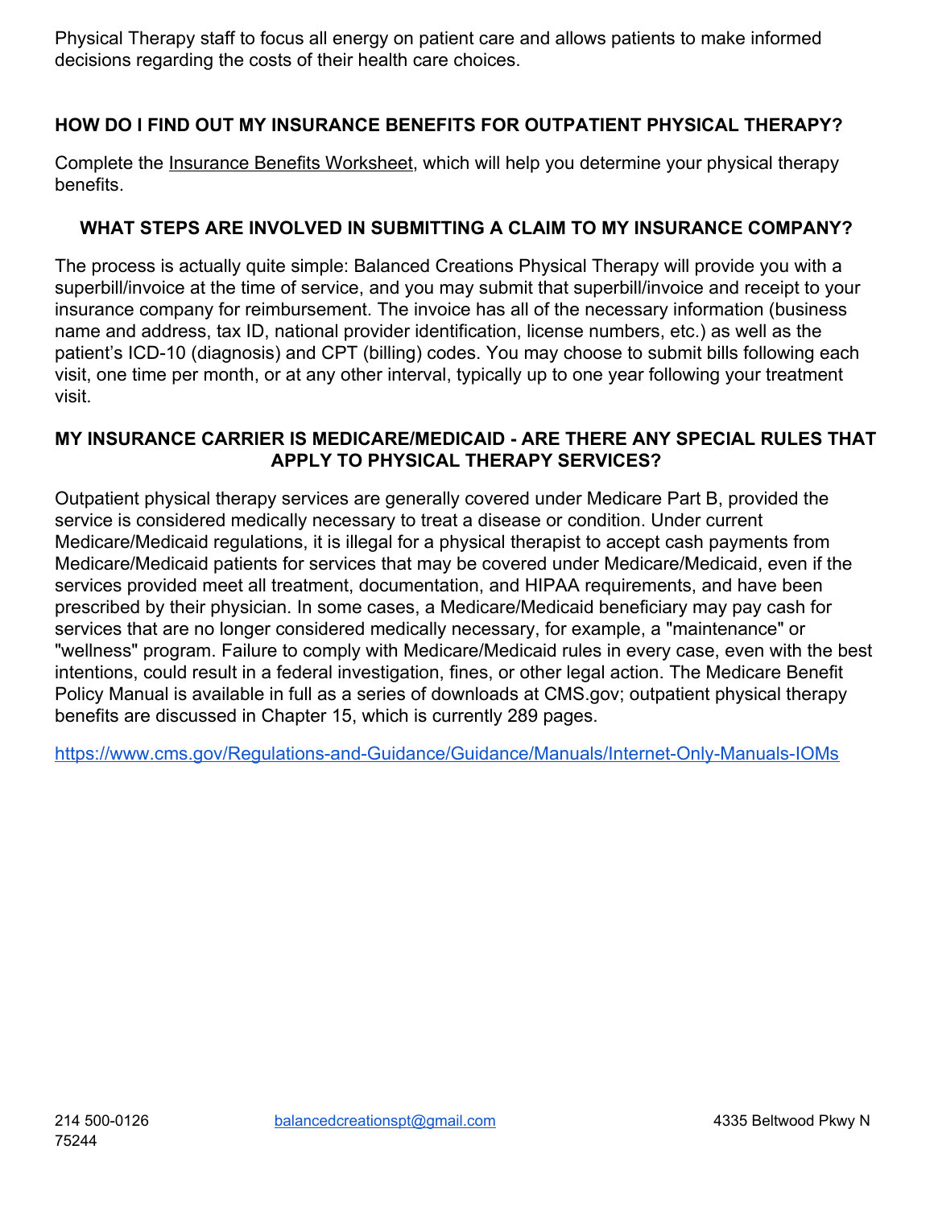Physical Therapy staff to focus all energy on patient care and allows patients to make informed decisions regarding the costs of their health care choices.

## HOW DO I FIND OUT MY INSURANCE BENEFITS FOR OUTPATIENT PHYSICAL THERAPY?

Complete the Insurance Benefits Worksheet, which will help you determine your physical therapy benefits.

## WHAT STEPS ARE INVOLVED IN SUBMITTING A CLAIM TO MY INSURANCE COMPANY?

The process is actually quite simple: Balanced Creations Physical Therapy will provide you with a superbill/invoice at the time of service, and you may submit that superbill/invoice and receipt to your insurance company for reimbursement. The invoice has all of the necessary information (business name and address, tax ID, national provider identification, license numbers, etc.) as well as the patient's ICD-10 (diagnosis) and CPT (billing) codes. You may choose to submit bills following each visit, one time per month, or at any other interval, typically up to one year following your treatment visit.

## MY INSURANCE CARRIER IS MEDICARE/MEDICAID - ARE THERE ANY SPECIAL RULES THAT APPLY TO PHYSICAL THERAPY SERVICES?

Outpatient physical therapy services are generally covered under Medicare Part B, provided the service is considered medically necessary to treat a disease or condition. Under current Medicare/Medicaid regulations, it is illegal for a physical therapist to accept cash payments from Medicare/Medicaid patients for services that may be covered under Medicare/Medicaid, even if the services provided meet all treatment, documentation, and HIPAA requirements, and have been prescribed by their physician. In some cases, a Medicare/Medicaid beneficiary may pay cash for services that are no longer considered medically necessary, for example, a "maintenance" or "wellness" program. Failure to comply with Medicare/Medicaid rules in every case, even with the best intentions, could result in a federal investigation, fines, or other legal action. The Medicare Benefit Policy Manual is available in full as a series of downloads at CMS.gov; outpatient physical therapy benefits are discussed in Chapter 15, which is currently 289 pages.

https://www.cms.gov/Regulations-and-Guidance/Guidance/Manuals/Internet-Only-Manuals-IOMs

214 500-0126 balancedcreationspt@gmail.com 4335 Beltwood Pkwy N 75244